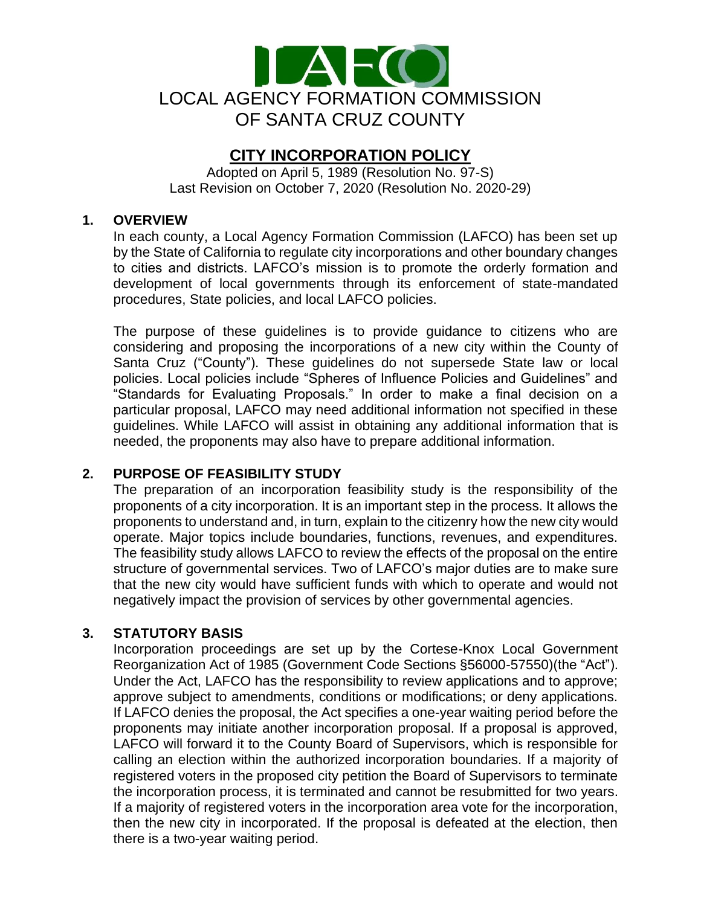# LOCAL AGENCY FORMATION COMMISSION OF SANTA CRUZ COUNTY

## CITY INCORPORATION POLICY

Adopted on April 5, 1989 (Resolution No. 97-S)
Last Revision on October 7, 2020 (Resolution No. 2020-29)

### 1. OVERVIEW

In each county, a Local Agency Formation Commission (LAFCO) has been set up by the State of California to regulate city incorporations and other boundary changes to cities and districts. LAFCO's mission is to promote the orderly formation and development of local governments through its enforcement of state-mandated procedures, State policies, and local LAFCO policies.

The purpose of these guidelines is to provide guidance to citizens who are considering and proposing the incorporations of a new city within the County of Santa Cruz ("County"). These guidelines do not supersede State law or local policies. Local policies include "Spheres of Influence Policies and Guidelines" and "Standards for Evaluating Proposals." In order to make a final decision on a particular proposal, LAFCO may need additional information not specified in these guidelines. While LAFCO will assist in obtaining any additional information that is needed, the proponents may also have to prepare additional information.

### 2. PURPOSE OF FEASIBILITY STUDY

The preparation of an incorporation feasibility study is the responsibility of the proponents of a city incorporation. It is an important step in the process. It allows the proponents to understand and, in turn, explain to the citizenry how the new city would operate. Major topics include boundaries, functions, revenues, and expenditures. The feasibility study allows LAFCO to review the effects of the proposal on the entire structure of governmental services. Two of LAFCO's major duties are to make sure that the new city would have sufficient funds with which to operate and would not negatively impact the provision of services by other governmental agencies.

### 3. STATUTORY BASIS

Incorporation proceedings are set up by the Cortese-Knox Local Government Reorganization Act of 1985 (Government Code Sections §56000-57550)(the "Act"). Under the Act, LAFCO has the responsibility to review applications and to approve; approve subject to amendments, conditions or modifications; or deny applications. If LAFCO denies the proposal, the Act specifies a one-year waiting period before the proponents may initiate another incorporation proposal. If a proposal is approved, LAFCO will forward it to the County Board of Supervisors, which is responsible for calling an election within the authorized incorporation boundaries. If a majority of registered voters in the proposed city petition the Board of Supervisors to terminate the incorporation process, it is terminated and cannot be resubmitted for two years. If a majority of registered voters in the incorporation area vote for the incorporation, then the new city in incorporated. If the proposal is defeated at the election, then there is a two-year waiting period.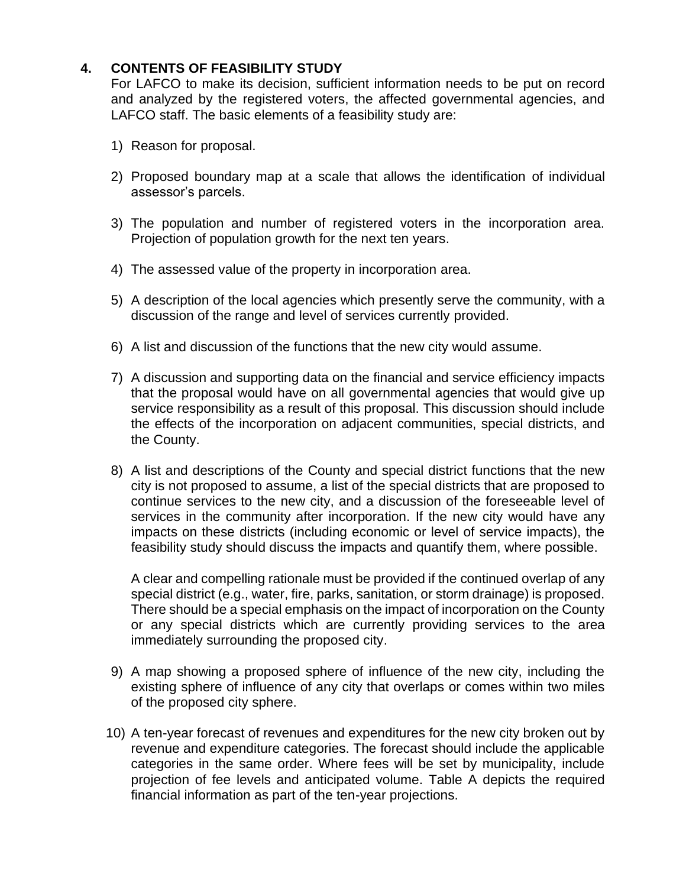## 4. CONTENTS OF FEASIBILITY STUDY

For LAFCO to make its decision, sufficient information needs to be put on record and analyzed by the registered voters, the affected governmental agencies, and LAFCO staff. The basic elements of a feasibility study are:

1) Reason for proposal.

2) Proposed boundary map at a scale that allows the identification of individual assessor's parcels.

3) The population and number of registered voters in the incorporation area. Projection of population growth for the next ten years.

4) The assessed value of the property in incorporation area.

5) A description of the local agencies which presently serve the community, with a discussion of the range and level of services currently provided.

6) A list and discussion of the functions that the new city would assume.

7) A discussion and supporting data on the financial and service efficiency impacts that the proposal would have on all governmental agencies that would give up service responsibility as a result of this proposal. This discussion should include the effects of the incorporation on adjacent communities, special districts, and the County.

8) A list and descriptions of the County and special district functions that the new city is not proposed to assume, a list of the special districts that are proposed to continue services to the new city, and a discussion of the foreseeable level of services in the community after incorporation. If the new city would have any impacts on these districts (including economic or level of service impacts), the feasibility study should discuss the impacts and quantify them, where possible.

   A clear and compelling rationale must be provided if the continued overlap of any special district (e.g., water, fire, parks, sanitation, or storm drainage) is proposed. There should be a special emphasis on the impact of incorporation on the County or any special districts which are currently providing services to the area immediately surrounding the proposed city.

9) A map showing a proposed sphere of influence of the new city, including the existing sphere of influence of any city that overlaps or comes within two miles of the proposed city sphere.

10) A ten-year forecast of revenues and expenditures for the new city broken out by revenue and expenditure categories. The forecast should include the applicable categories in the same order. Where fees will be set by municipality, include projection of fee levels and anticipated volume. Table A depicts the required financial information as part of the ten-year projections.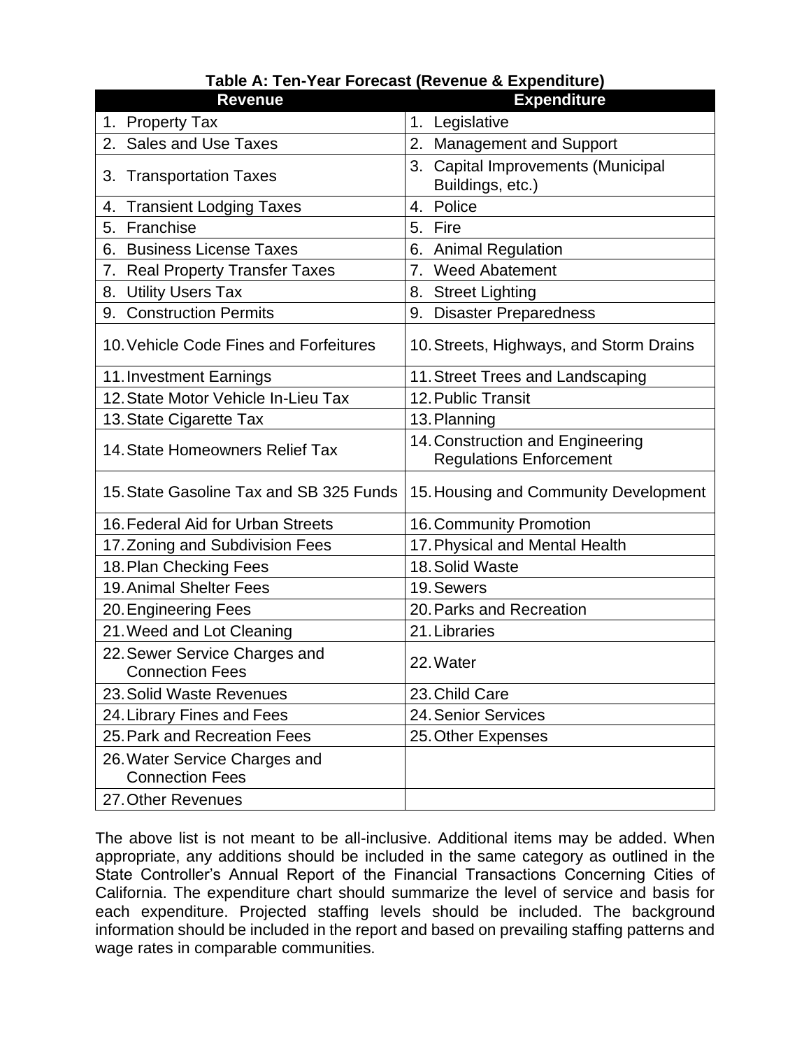**Table A: Ten-Year Forecast (Revenue & Expenditure)**

| Revenue | Expenditure |
|---|---|
| 1. Property Tax | 1. Legislative |
| 2. Sales and Use Taxes | 2. Management and Support |
| 3. Transportation Taxes | 3. Capital Improvements (Municipal Buildings, etc.) |
| 4. Transient Lodging Taxes | 4. Police |
| 5. Franchise | 5. Fire |
| 6. Business License Taxes | 6. Animal Regulation |
| 7. Real Property Transfer Taxes | 7. Weed Abatement |
| 8. Utility Users Tax | 8. Street Lighting |
| 9. Construction Permits | 9. Disaster Preparedness |
| 10. Vehicle Code Fines and Forfeitures | 10. Streets, Highways, and Storm Drains |
| 11. Investment Earnings | 11. Street Trees and Landscaping |
| 12. State Motor Vehicle In-Lieu Tax | 12. Public Transit |
| 13. State Cigarette Tax | 13. Planning |
| 14. State Homeowners Relief Tax | 14. Construction and Engineering Regulations Enforcement |
| 15. State Gasoline Tax and SB 325 Funds | 15. Housing and Community Development |
| 16. Federal Aid for Urban Streets | 16. Community Promotion |
| 17. Zoning and Subdivision Fees | 17. Physical and Mental Health |
| 18. Plan Checking Fees | 18. Solid Waste |
| 19. Animal Shelter Fees | 19. Sewers |
| 20. Engineering Fees | 20. Parks and Recreation |
| 21. Weed and Lot Cleaning | 21. Libraries |
| 22. Sewer Service Charges and Connection Fees | 22. Water |
| 23. Solid Waste Revenues | 23. Child Care |
| 24. Library Fines and Fees | 24. Senior Services |
| 25. Park and Recreation Fees | 25. Other Expenses |
| 26. Water Service Charges and Connection Fees | |
| 27. Other Revenues | |

The above list is not meant to be all-inclusive. Additional items may be added. When appropriate, any additions should be included in the same category as outlined in the State Controller's Annual Report of the Financial Transactions Concerning Cities of California. The expenditure chart should summarize the level of service and basis for each expenditure. Projected staffing levels should be included. The background information should be included in the report and based on prevailing staffing patterns and wage rates in comparable communities.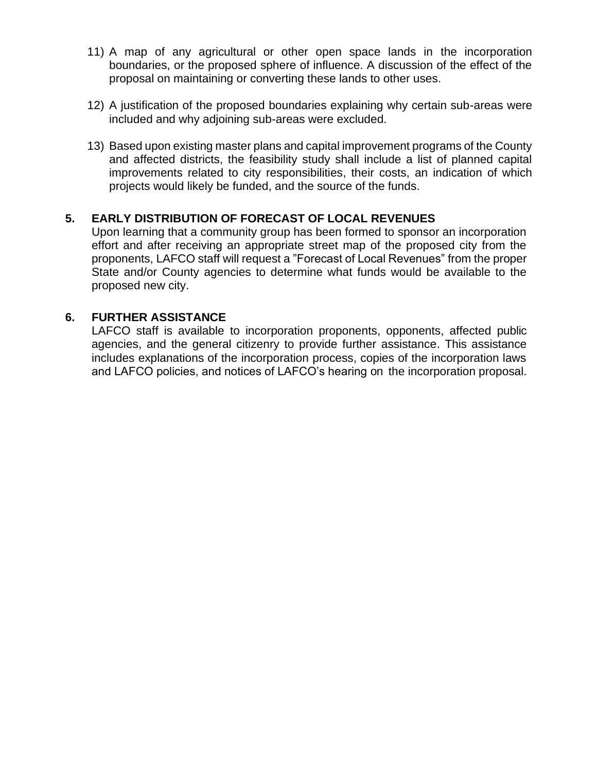11) A map of any agricultural or other open space lands in the incorporation boundaries, or the proposed sphere of influence. A discussion of the effect of the proposal on maintaining or converting these lands to other uses.

12) A justification of the proposed boundaries explaining why certain sub-areas were included and why adjoining sub-areas were excluded.

13) Based upon existing master plans and capital improvement programs of the County and affected districts, the feasibility study shall include a list of planned capital improvements related to city responsibilities, their costs, an indication of which projects would likely be funded, and the source of the funds.

## 5. EARLY DISTRIBUTION OF FORECAST OF LOCAL REVENUES

Upon learning that a community group has been formed to sponsor an incorporation effort and after receiving an appropriate street map of the proposed city from the proponents, LAFCO staff will request a "Forecast of Local Revenues" from the proper State and/or County agencies to determine what funds would be available to the proposed new city.

## 6. FURTHER ASSISTANCE

LAFCO staff is available to incorporation proponents, opponents, affected public agencies, and the general citizenry to provide further assistance. This assistance includes explanations of the incorporation process, copies of the incorporation laws and LAFCO policies, and notices of LAFCO's hearing on the incorporation proposal.